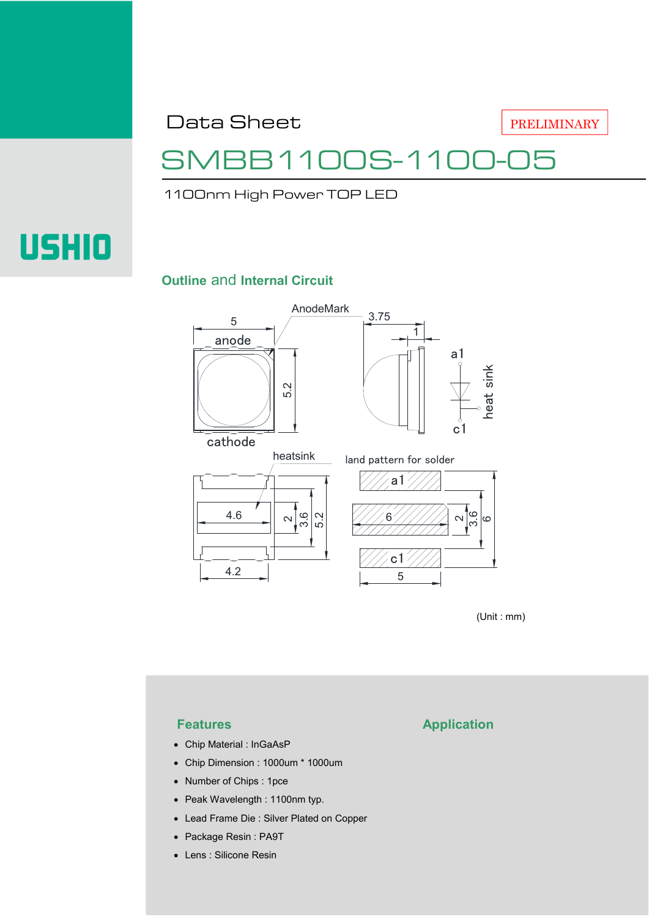USHIO

# Data Sheet

PRELIMINARY

# SMBB1100S-1100-05

1100nm High Power TOP LED

## Outline and Internal Circuit

(Unit : mm)

## Features

- Chip Material : InGaAsP
- Chip Dimension : 1000um * 1000um
- Number of Chips : 1pce
- Peak Wavelength : 1100nm typ.
- Lead Frame Die : Silver Plated on Copper
- Package Resin : PA9T
- Lens : Silicone Resin

## Application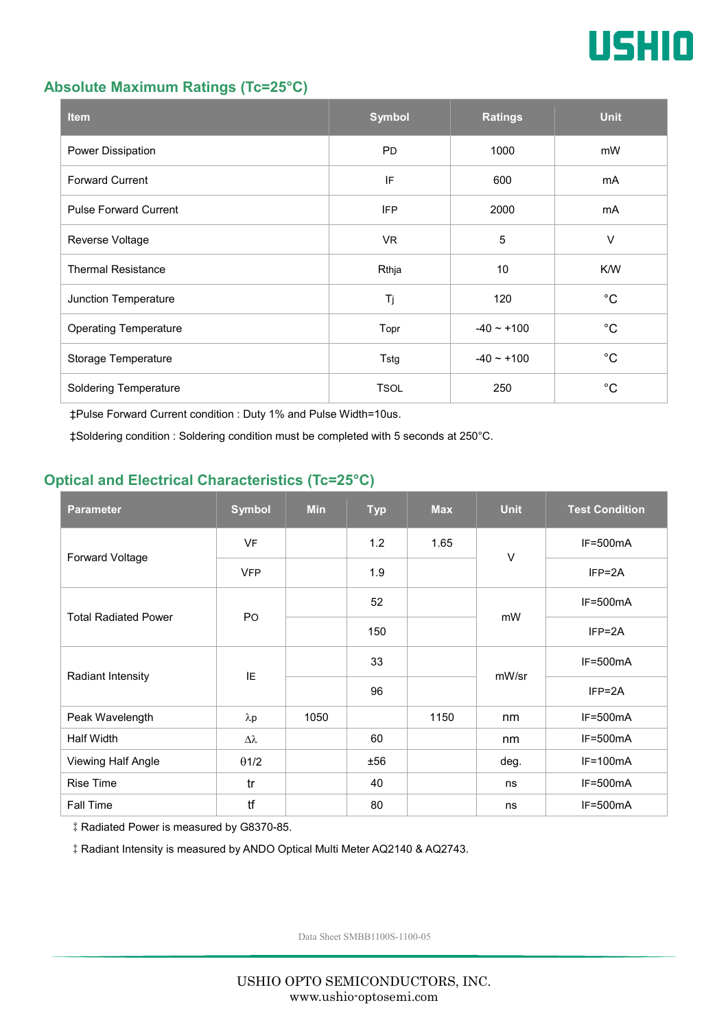## Absolute Maximum Ratings (Tc=25°C)

| Item | Symbol | Ratings | Unit |
|---|---|---|---|
| Power Dissipation | PD | 1000 | mW |
| Forward Current | IF | 600 | mA |
| Pulse Forward Current | IFP | 2000 | mA |
| Reverse Voltage | VR | 5 | V |
| Thermal Resistance | Rthja | 10 | K/W |
| Junction Temperature | Tj | 120 | °C |
| Operating Temperature | Topr | -40 ~ +100 | °C |
| Storage Temperature | Tstg | -40 ~ +100 | °C |
| Soldering Temperature | TSOL | 250 | °C |

‡Pulse Forward Current condition : Duty 1% and Pulse Width=10us.

‡Soldering condition : Soldering condition must be completed with 5 seconds at 250°C.

## Optical and Electrical Characteristics (Tc=25°C)

| Parameter | Symbol | Min | Typ | Max | Unit | Test Condition |
|---|---|---|---|---|---|---|
| Forward Voltage | VF | | 1.2 | 1.65 | V | IF=500mA |
| | VFP | | 1.9 | | | IFP=2A |
| Total Radiated Power | PO | | 52 | | mW | IF=500mA |
| | | | 150 | | | IFP=2A |
| Radiant Intensity | IE | | 33 | | mW/sr | IF=500mA |
| | | | 96 | | | IFP=2A |
| Peak Wavelength | λp | 1050 | | 1150 | nm | IF=500mA |
| Half Width | Δλ | | 60 | | nm | IF=500mA |
| Viewing Half Angle | θ1/2 | | ±56 | | deg. | IF=100mA |
| Rise Time | tr | | 40 | | ns | IF=500mA |
| Fall Time | tf | | 80 | | ns | IF=500mA |

‡ Radiated Power is measured by G8370-85.

‡ Radiant Intensity is measured by ANDO Optical Multi Meter AQ2140 & AQ2743.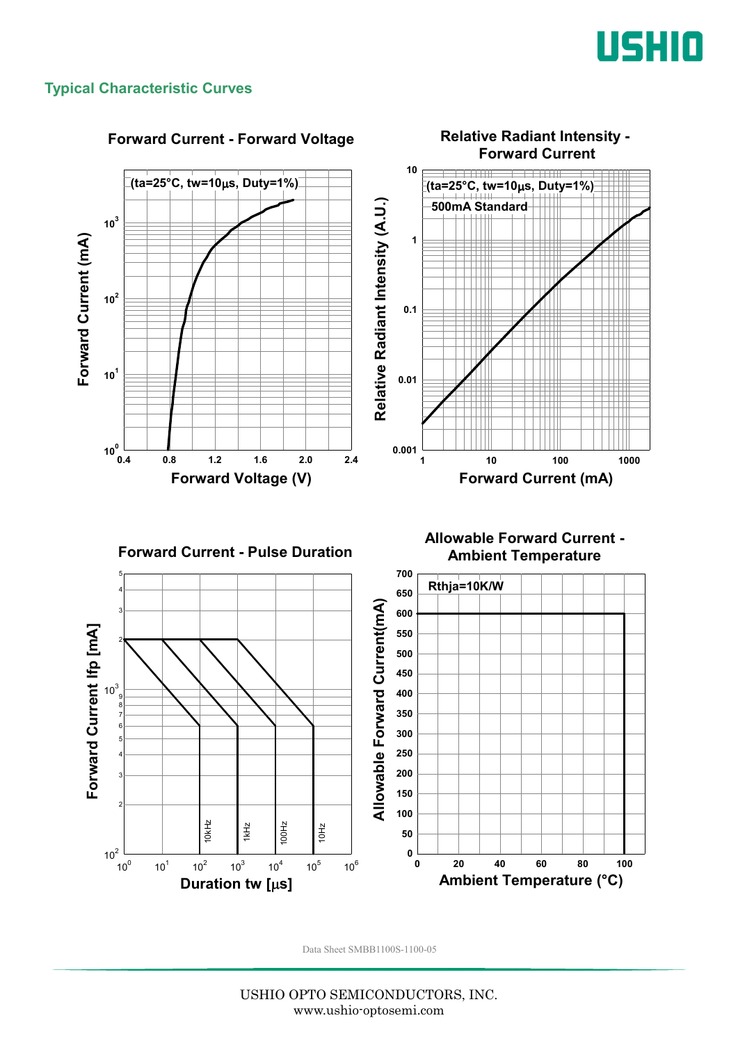## Typical Characteristic Curves

**Forward Current - Forward Voltage**

(ta=25°C, tw=10μs, Duty=1%)

Forward Current (mA) vs. Forward Voltage (V)

**Relative Radiant Intensity - Forward Current**

(ta=25°C, tw=10μs, Duty=1%)

500mA Standard

Relative Radiant Intensity (A.U.) vs. Forward Current (mA)

**Forward Current - Pulse Duration**

Forward Current Ifp [mA] vs. Duration tw [μs]

10kHz, 1kHz, 100Hz, 10Hz

**Allowable Forward Current - Ambient Temperature**

Rthja=10K/W

Allowable Forward Current(mA) vs. Ambient Temperature (°C)

Data Sheet SMBB1100S-1100-05

USHIO OPTO SEMICONDUCTORS, INC.
www.ushio-optosemi.com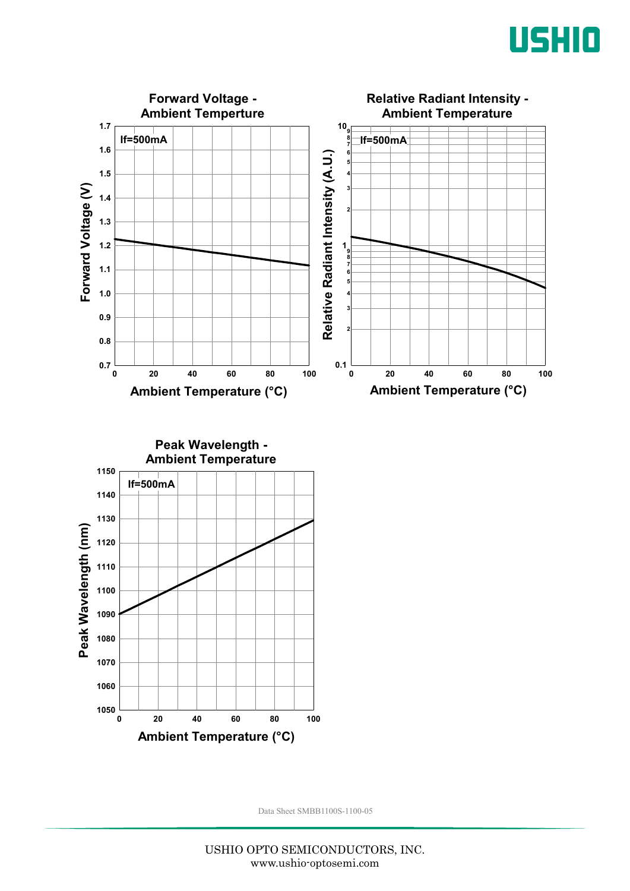**Forward Voltage - Ambient Temperture**

If=500mA

Forward Voltage (V) vs. Ambient Temperature (°C)

**Relative Radiant Intensity - Ambient Temperature**

If=500mA

Relative Radiant Intensity (A.U.) vs. Ambient Temperature (°C)

**Peak Wavelength - Ambient Temperature**

If=500mA

Peak Wavelength (nm) vs. Ambient Temperature (°C)

Data Sheet SMBB1100S-1100-05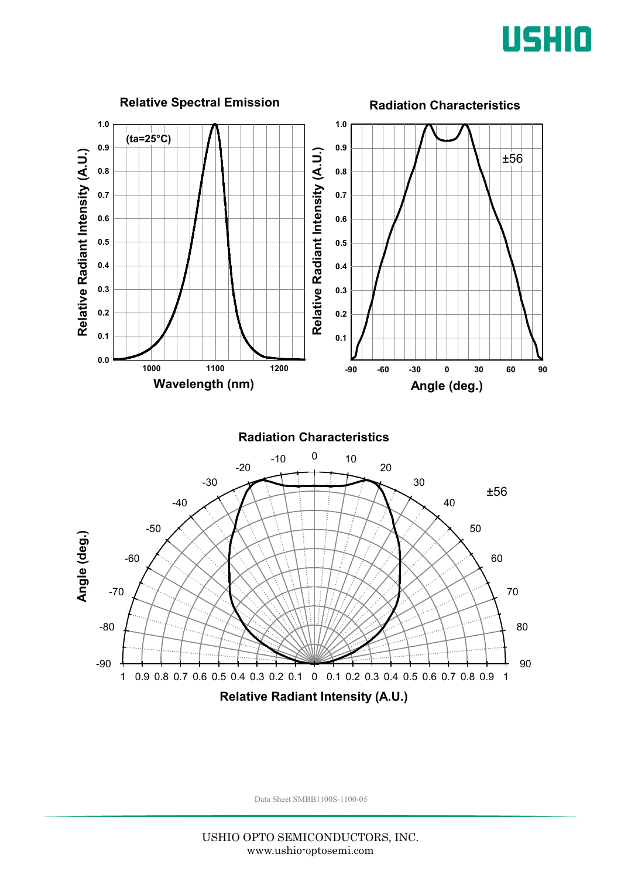### Relative Spectral Emission

(ta=25°C)

Relative Radiant Intensity (A.U.) vs. Wavelength (nm)

### Radiation Characteristics

±56

Relative Radiant Intensity (A.U.) vs. Angle (deg.)

### Radiation Characteristics

±56

Angle (deg.) vs. Relative Radiant Intensity (A.U.)

Data Sheet SMBB1100S-1100-05

USHIO OPTO SEMICONDUCTORS, INC.
www.ushio-optosemi.com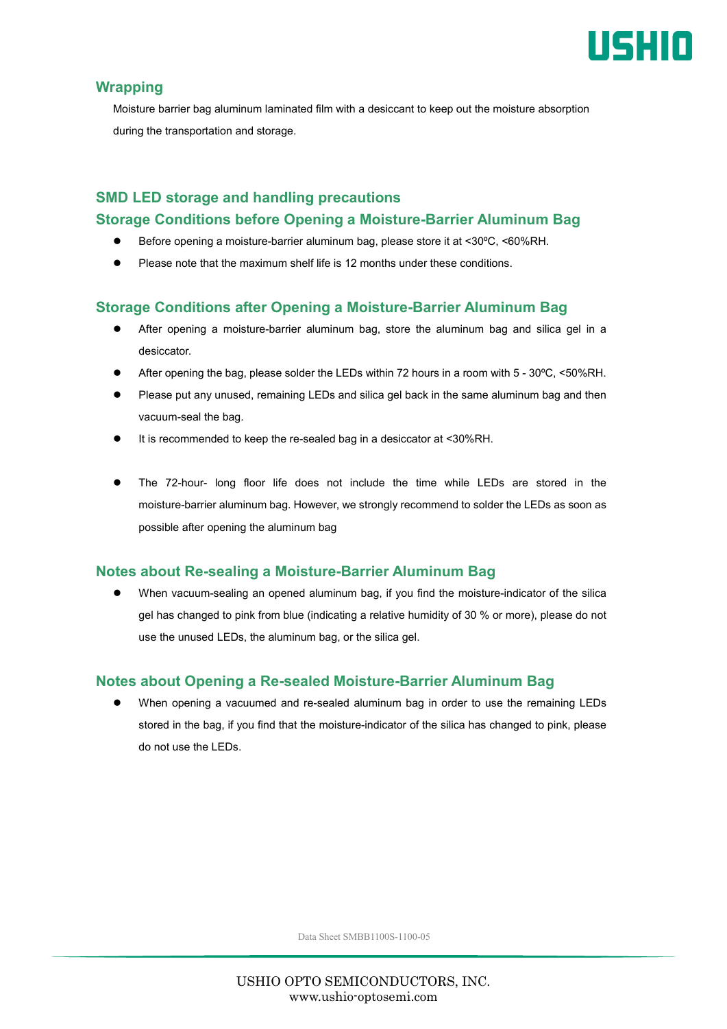## Wrapping

Moisture barrier bag aluminum laminated film with a desiccant to keep out the moisture absorption during the transportation and storage.

## SMD LED storage and handling precautions

### Storage Conditions before Opening a Moisture-Barrier Aluminum Bag

- Before opening a moisture-barrier aluminum bag, please store it at <30ºC, <60%RH.
- Please note that the maximum shelf life is 12 months under these conditions.

### Storage Conditions after Opening a Moisture-Barrier Aluminum Bag

- After opening a moisture-barrier aluminum bag, store the aluminum bag and silica gel in a desiccator.
- After opening the bag, please solder the LEDs within 72 hours in a room with 5 - 30ºC, <50%RH.
- Please put any unused, remaining LEDs and silica gel back in the same aluminum bag and then vacuum-seal the bag.
- It is recommended to keep the re-sealed bag in a desiccator at <30%RH.
- The 72-hour- long floor life does not include the time while LEDs are stored in the moisture-barrier aluminum bag. However, we strongly recommend to solder the LEDs as soon as possible after opening the aluminum bag

### Notes about Re-sealing a Moisture-Barrier Aluminum Bag

- When vacuum-sealing an opened aluminum bag, if you find the moisture-indicator of the silica gel has changed to pink from blue (indicating a relative humidity of 30 % or more), please do not use the unused LEDs, the aluminum bag, or the silica gel.

### Notes about Opening a Re-sealed Moisture-Barrier Aluminum Bag

- When opening a vacuumed and re-sealed aluminum bag in order to use the remaining LEDs stored in the bag, if you find that the moisture-indicator of the silica has changed to pink, please do not use the LEDs.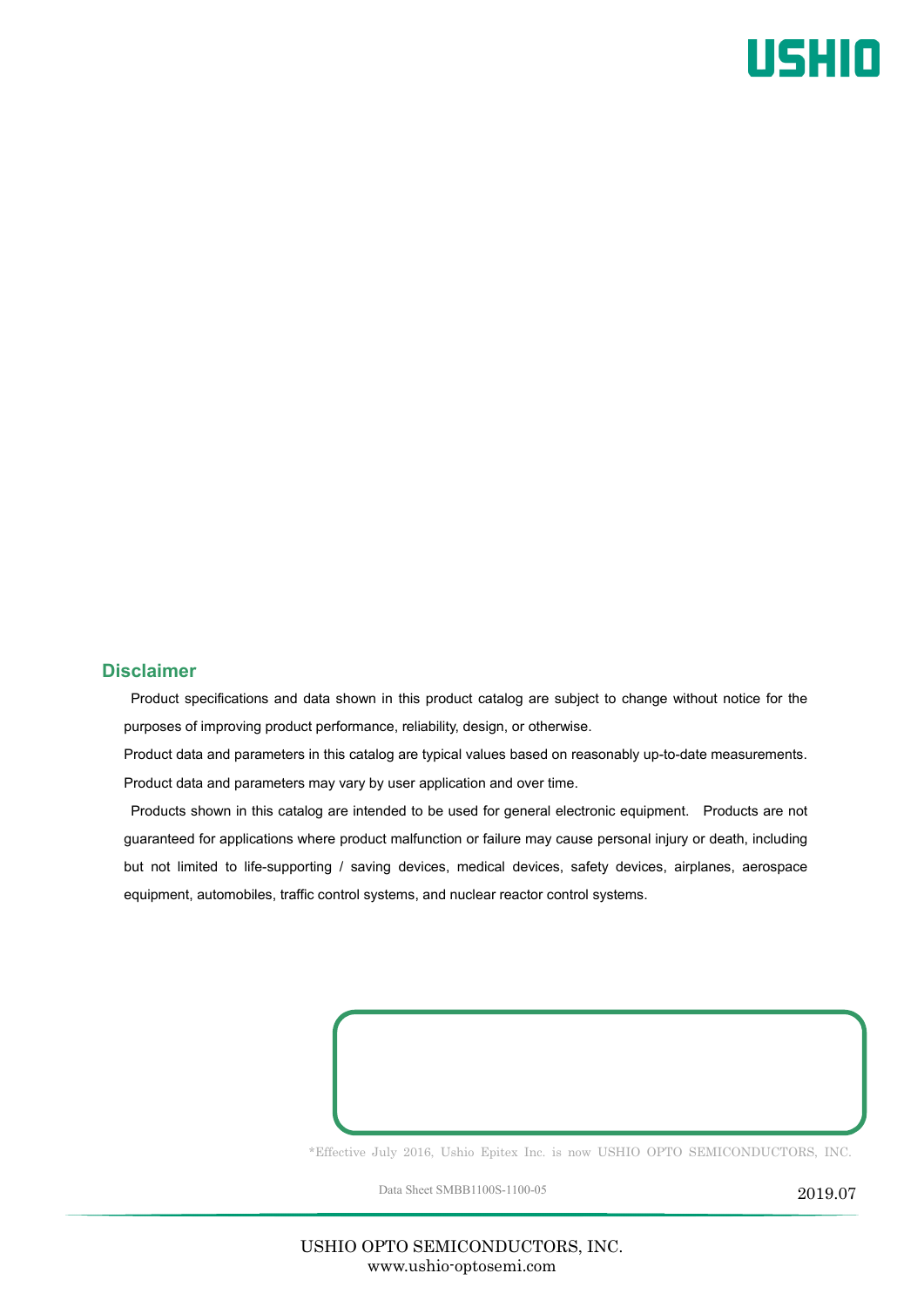## Disclaimer

Product specifications and data shown in this product catalog are subject to change without notice for the purposes of improving product performance, reliability, design, or otherwise.

Product data and parameters in this catalog are typical values based on reasonably up-to-date measurements. Product data and parameters may vary by user application and over time.

Products shown in this catalog are intended to be used for general electronic equipment. Products are not guaranteed for applications where product malfunction or failure may cause personal injury or death, including but not limited to life-supporting / saving devices, medical devices, safety devices, airplanes, aerospace equipment, automobiles, traffic control systems, and nuclear reactor control systems.

*Effective July 2016, Ushio Epitex Inc. is now USHIO OPTO SEMICONDUCTORS, INC.

Data Sheet SMBB1100S-1100-05

2019.07

USHIO OPTO SEMICONDUCTORS, INC.
www.ushio-optosemi.com